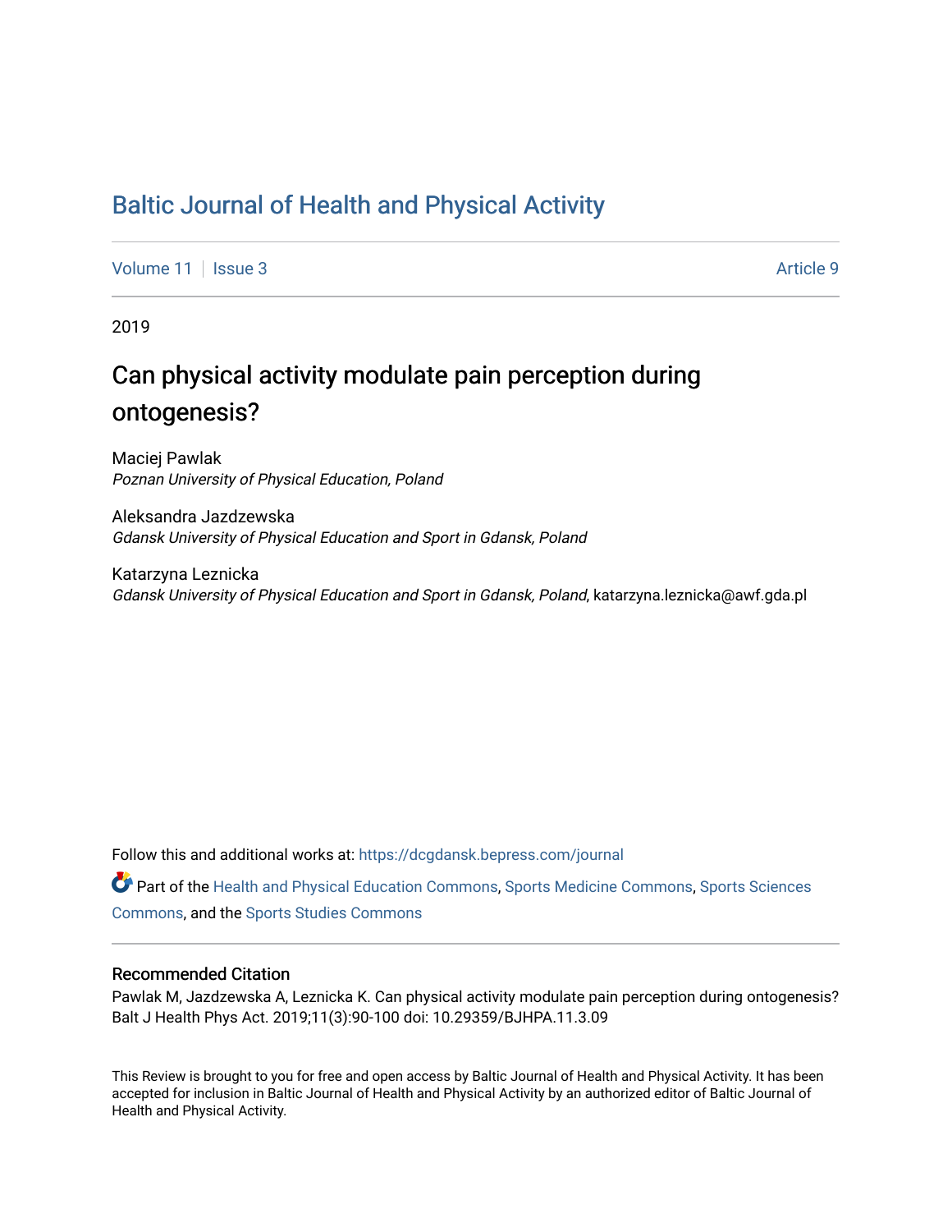# Baltic Journal of Health and Physical Activity

Volume 11 | Issue 3 Article 9

2019

## Can physical activity modulate pain perception during ontogenesis?

Maciej Pawlak
*Poznan University of Physical Education, Poland*

Aleksandra Jazdzewska
*Gdansk University of Physical Education and Sport in Gdansk, Poland*

Katarzyna Leznicka
*Gdansk University of Physical Education and Sport in Gdansk, Poland*, katarzyna.leznicka@awf.gda.pl

Follow this and additional works at: https://dcgdansk.bepress.com/journal

Part of the Health and Physical Education Commons, Sports Medicine Commons, Sports Sciences Commons, and the Sports Studies Commons

### Recommended Citation

Pawlak M, Jazdzewska A, Leznicka K. Can physical activity modulate pain perception during ontogenesis? Balt J Health Phys Act. 2019;11(3):90-100 doi: 10.29359/BJHPA.11.3.09

This Review is brought to you for free and open access by Baltic Journal of Health and Physical Activity. It has been accepted for inclusion in Baltic Journal of Health and Physical Activity by an authorized editor of Baltic Journal of Health and Physical Activity.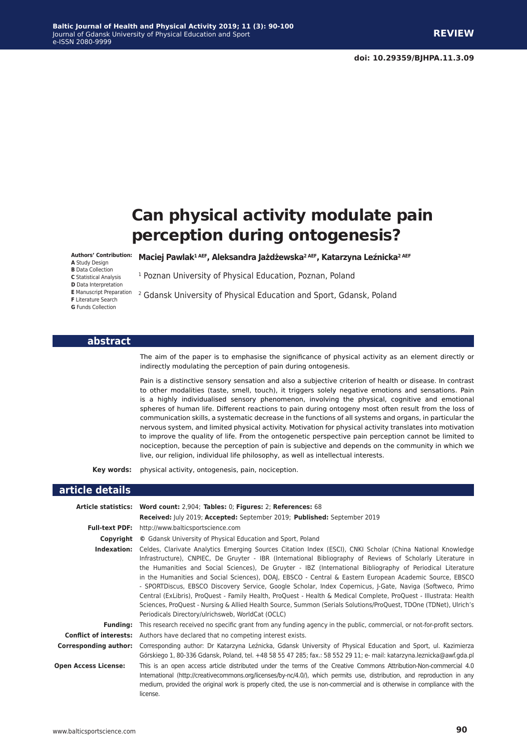**REVIEW**

**doi: 10.29359/BJHPA.11.3.09**

# Can physical activity modulate pain perception during ontogenesis?

**Authors' Contribution:**
**A** Study Design
**B** Data Collection
**C** Statistical Analysis
**D** Data Interpretation
**E** Manuscript Preparation
**F** Literature Search
**G** Funds Collection

**Maciej Pawlak[1 AEF], Aleksandra Jażdżewska[2 AEF], Katarzyna Leźnicka[2 AEF]**

[1] Poznan University of Physical Education, Poznan, Poland

[2] Gdansk University of Physical Education and Sport, Gdansk, Poland

## abstract

The aim of the paper is to emphasise the significance of physical activity as an element directly or indirectly modulating the perception of pain during ontogenesis.

Pain is a distinctive sensory sensation and also a subjective criterion of health or disease. In contrast to other modalities (taste, smell, touch), it triggers solely negative emotions and sensations. Pain is a highly individualised sensory phenomenon, involving the physical, cognitive and emotional spheres of human life. Different reactions to pain during ontogeny most often result from the loss of communication skills, a systematic decrease in the functions of all systems and organs, in particular the nervous system, and limited physical activity. Motivation for physical activity translates into motivation to improve the quality of life. From the ontogenetic perspective pain perception cannot be limited to nociception, because the perception of pain is subjective and depends on the community in which we live, our religion, individual life philosophy, as well as intellectual interests.

**Key words:** physical activity, ontogenesis, pain, nociception.

## article details

**Article statistics:** **Word count:** 2,904; **Tables:** 0; **Figures:** 2; **References:** 68
**Received:** July 2019; **Accepted:** September 2019; **Published:** September 2019

**Full-text PDF:** http://www.balticsportscience.com

**Copyright** © Gdansk University of Physical Education and Sport, Poland

**Indexation:** Celdes, Clarivate Analytics Emerging Sources Citation Index (ESCI), CNKI Scholar (China National Knowledge Infrastructure), CNPIEC, De Gruyter - IBR (International Bibliography of Reviews of Scholarly Literature in the Humanities and Social Sciences), De Gruyter - IBZ (International Bibliography of Periodical Literature in the Humanities and Social Sciences), DOAJ, EBSCO - Central & Eastern European Academic Source, EBSCO - SPORTDiscus, EBSCO Discovery Service, Google Scholar, Index Copernicus, J-Gate, Naviga (Softweco, Primo Central (ExLibris), ProQuest - Family Health, ProQuest - Health & Medical Complete, ProQuest - Illustrata: Health Sciences, ProQuest - Nursing & Allied Health Source, Summon (Serials Solutions/ProQuest, TDOne (TDNet), Ulrich's Periodicals Directory/ulrichsweb, WorldCat (OCLC)

**Funding:** This research received no specific grant from any funding agency in the public, commercial, or not-for-profit sectors.

**Conflict of interests:** Authors have declared that no competing interest exists.

**Corresponding author:** Corresponding author: Dr Katarzyna Leźnicka, Gdansk University of Physical Education and Sport, ul. Kazimierza Górskiego 1, 80-336 Gdansk, Poland, tel. +48 58 55 47 285; fax.: 58 552 29 11; e- mail: katarzyna.leznicka@awf.gda.pl

**Open Access License:** This is an open access article distributed under the terms of the Creative Commons Attribution-Non-commercial 4.0 International (http://creativecommons.org/licenses/by-nc/4.0/), which permits use, distribution, and reproduction in any medium, provided the original work is properly cited, the use is non-commercial and is otherwise in compliance with the license.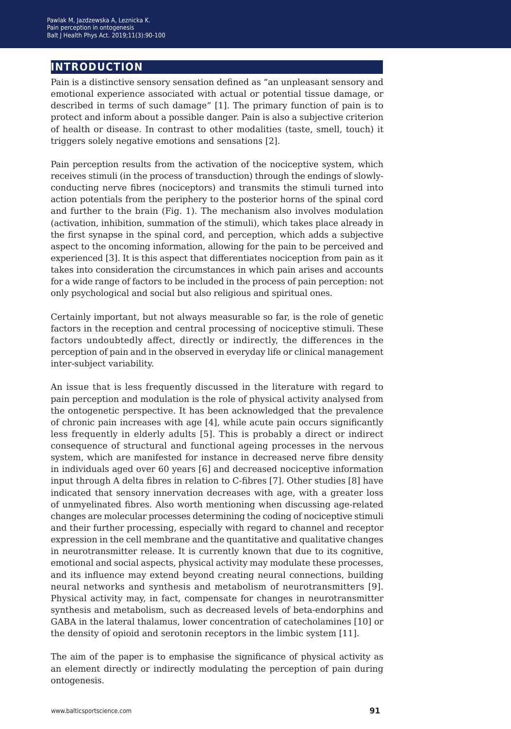## INTRODUCTION

Pain is a distinctive sensory sensation defined as "an unpleasant sensory and emotional experience associated with actual or potential tissue damage, or described in terms of such damage" [1]. The primary function of pain is to protect and inform about a possible danger. Pain is also a subjective criterion of health or disease. In contrast to other modalities (taste, smell, touch) it triggers solely negative emotions and sensations [2].

Pain perception results from the activation of the nociceptive system, which receives stimuli (in the process of transduction) through the endings of slowly-conducting nerve fibres (nociceptors) and transmits the stimuli turned into action potentials from the periphery to the posterior horns of the spinal cord and further to the brain (Fig. 1). The mechanism also involves modulation (activation, inhibition, summation of the stimuli), which takes place already in the first synapse in the spinal cord, and perception, which adds a subjective aspect to the oncoming information, allowing for the pain to be perceived and experienced [3]. It is this aspect that differentiates nociception from pain as it takes into consideration the circumstances in which pain arises and accounts for a wide range of factors to be included in the process of pain perception: not only psychological and social but also religious and spiritual ones.

Certainly important, but not always measurable so far, is the role of genetic factors in the reception and central processing of nociceptive stimuli. These factors undoubtedly affect, directly or indirectly, the differences in the perception of pain and in the observed in everyday life or clinical management inter-subject variability.

An issue that is less frequently discussed in the literature with regard to pain perception and modulation is the role of physical activity analysed from the ontogenetic perspective. It has been acknowledged that the prevalence of chronic pain increases with age [4], while acute pain occurs significantly less frequently in elderly adults [5]. This is probably a direct or indirect consequence of structural and functional ageing processes in the nervous system, which are manifested for instance in decreased nerve fibre density in individuals aged over 60 years [6] and decreased nociceptive information input through A delta fibres in relation to C-fibres [7]. Other studies [8] have indicated that sensory innervation decreases with age, with a greater loss of unmyelinated fibres. Also worth mentioning when discussing age-related changes are molecular processes determining the coding of nociceptive stimuli and their further processing, especially with regard to channel and receptor expression in the cell membrane and the quantitative and qualitative changes in neurotransmitter release. It is currently known that due to its cognitive, emotional and social aspects, physical activity may modulate these processes, and its influence may extend beyond creating neural connections, building neural networks and synthesis and metabolism of neurotransmitters [9]. Physical activity may, in fact, compensate for changes in neurotransmitter synthesis and metabolism, such as decreased levels of beta-endorphins and GABA in the lateral thalamus, lower concentration of catecholamines [10] or the density of opioid and serotonin receptors in the limbic system [11].

The aim of the paper is to emphasise the significance of physical activity as an element directly or indirectly modulating the perception of pain during ontogenesis.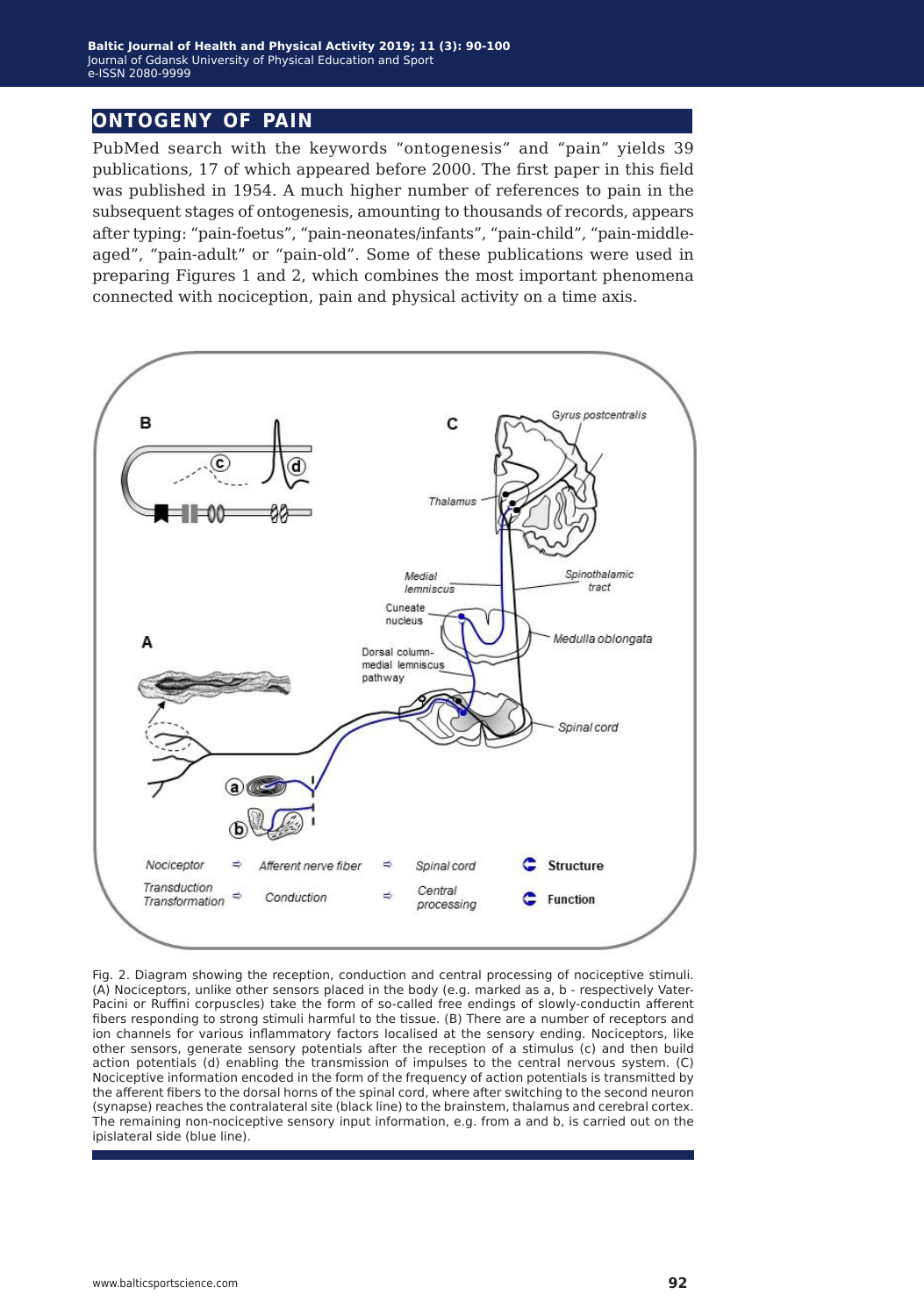## ONTOGENY OF PAIN

PubMed search with the keywords "ontogenesis" and "pain" yields 39 publications, 17 of which appeared before 2000. The first paper in this field was published in 1954. A much higher number of references to pain in the subsequent stages of ontogenesis, amounting to thousands of records, appears after typing: "pain-foetus", "pain-neonates/infants", "pain-child", "pain-middle-aged", "pain-adult" or "pain-old". Some of these publications were used in preparing Figures 1 and 2, which combines the most important phenomena connected with nociception, pain and physical activity on a time axis.

Fig. 2. Diagram showing the reception, conduction and central processing of nociceptive stimuli. (A) Nociceptors, unlike other sensors placed in the body (e.g. marked as a, b - respectively Vater-Pacini or Ruffini corpuscles) take the form of so-called free endings of slowly-conductin afferent fibers responding to strong stimuli harmful to the tissue. (B) There are a number of receptors and ion channels for various inflammatory factors localised at the sensory ending. Nociceptors, like other sensors, generate sensory potentials after the reception of a stimulus (c) and then build action potentials (d) enabling the transmission of impulses to the central nervous system. (C) Nociceptive information encoded in the form of the frequency of action potentials is transmitted by the afferent fibers to the dorsal horns of the spinal cord, where after switching to the second neuron (synapse) reaches the contralateral site (black line) to the brainstem, thalamus and cerebral cortex. The remaining non-nociceptive sensory input information, e.g. from a and b, is carried out on the ipsilateral side (blue line).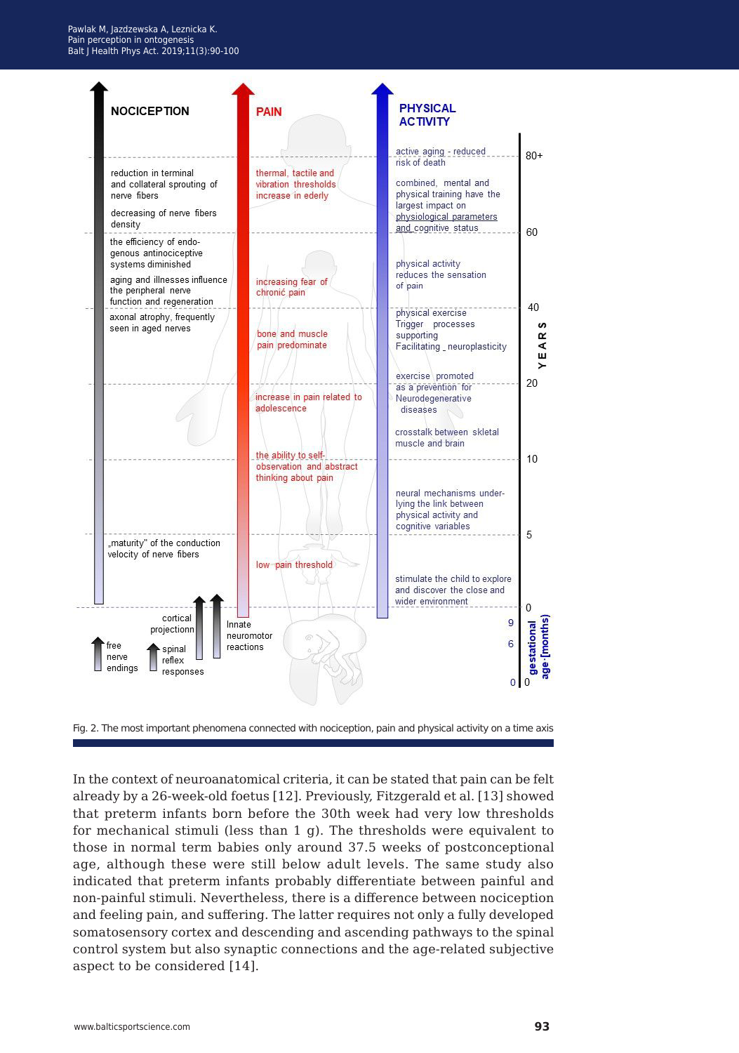Fig. 2. The most important phenomena connected with nociception, pain and physical activity on a time axis

In the context of neuroanatomical criteria, it can be stated that pain can be felt already by a 26-week-old foetus [12]. Previously, Fitzgerald et al. [13] showed that preterm infants born before the 30th week had very low thresholds for mechanical stimuli (less than 1 g). The thresholds were equivalent to those in normal term babies only around 37.5 weeks of postconceptional age, although these were still below adult levels. The same study also indicated that preterm infants probably differentiate between painful and non-painful stimuli. Nevertheless, there is a difference between nociception and feeling pain, and suffering. The latter requires not only a fully developed somatosensory cortex and descending and ascending pathways to the spinal control system but also synaptic connections and the age-related subjective aspect to be considered [14].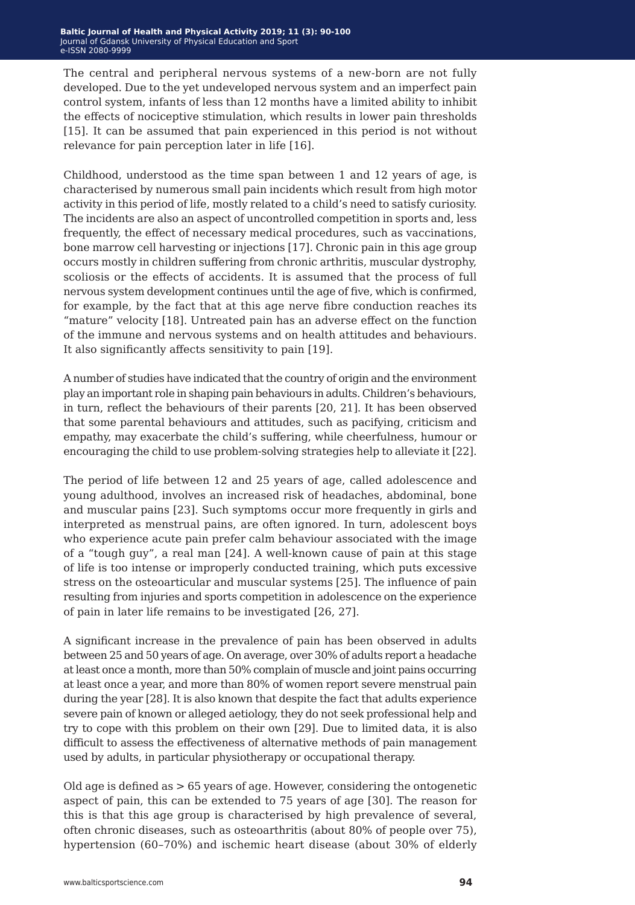The central and peripheral nervous systems of a new-born are not fully developed. Due to the yet undeveloped nervous system and an imperfect pain control system, infants of less than 12 months have a limited ability to inhibit the effects of nociceptive stimulation, which results in lower pain thresholds [15]. It can be assumed that pain experienced in this period is not without relevance for pain perception later in life [16].

Childhood, understood as the time span between 1 and 12 years of age, is characterised by numerous small pain incidents which result from high motor activity in this period of life, mostly related to a child's need to satisfy curiosity. The incidents are also an aspect of uncontrolled competition in sports and, less frequently, the effect of necessary medical procedures, such as vaccinations, bone marrow cell harvesting or injections [17]. Chronic pain in this age group occurs mostly in children suffering from chronic arthritis, muscular dystrophy, scoliosis or the effects of accidents. It is assumed that the process of full nervous system development continues until the age of five, which is confirmed, for example, by the fact that at this age nerve fibre conduction reaches its "mature" velocity [18]. Untreated pain has an adverse effect on the function of the immune and nervous systems and on health attitudes and behaviours. It also significantly affects sensitivity to pain [19].

A number of studies have indicated that the country of origin and the environment play an important role in shaping pain behaviours in adults. Children's behaviours, in turn, reflect the behaviours of their parents [20, 21]. It has been observed that some parental behaviours and attitudes, such as pacifying, criticism and empathy, may exacerbate the child's suffering, while cheerfulness, humour or encouraging the child to use problem-solving strategies help to alleviate it [22].

The period of life between 12 and 25 years of age, called adolescence and young adulthood, involves an increased risk of headaches, abdominal, bone and muscular pains [23]. Such symptoms occur more frequently in girls and interpreted as menstrual pains, are often ignored. In turn, adolescent boys who experience acute pain prefer calm behaviour associated with the image of a "tough guy", a real man [24]. A well-known cause of pain at this stage of life is too intense or improperly conducted training, which puts excessive stress on the osteoarticular and muscular systems [25]. The influence of pain resulting from injuries and sports competition in adolescence on the experience of pain in later life remains to be investigated [26, 27].

A significant increase in the prevalence of pain has been observed in adults between 25 and 50 years of age. On average, over 30% of adults report a headache at least once a month, more than 50% complain of muscle and joint pains occurring at least once a year, and more than 80% of women report severe menstrual pain during the year [28]. It is also known that despite the fact that adults experience severe pain of known or alleged aetiology, they do not seek professional help and try to cope with this problem on their own [29]. Due to limited data, it is also difficult to assess the effectiveness of alternative methods of pain management used by adults, in particular physiotherapy or occupational therapy.

Old age is defined as > 65 years of age. However, considering the ontogenetic aspect of pain, this can be extended to 75 years of age [30]. The reason for this is that this age group is characterised by high prevalence of several, often chronic diseases, such as osteoarthritis (about 80% of people over 75), hypertension (60–70%) and ischemic heart disease (about 30% of elderly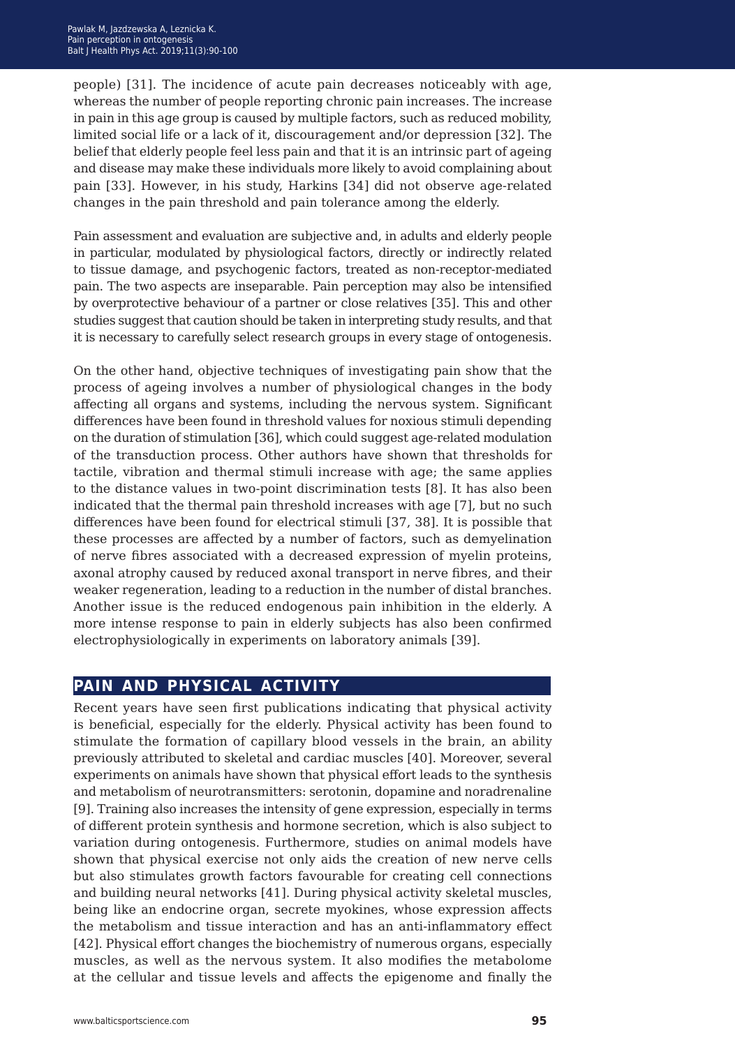people) [31]. The incidence of acute pain decreases noticeably with age, whereas the number of people reporting chronic pain increases. The increase in pain in this age group is caused by multiple factors, such as reduced mobility, limited social life or a lack of it, discouragement and/or depression [32]. The belief that elderly people feel less pain and that it is an intrinsic part of ageing and disease may make these individuals more likely to avoid complaining about pain [33]. However, in his study, Harkins [34] did not observe age-related changes in the pain threshold and pain tolerance among the elderly.

Pain assessment and evaluation are subjective and, in adults and elderly people in particular, modulated by physiological factors, directly or indirectly related to tissue damage, and psychogenic factors, treated as non-receptor-mediated pain. The two aspects are inseparable. Pain perception may also be intensified by overprotective behaviour of a partner or close relatives [35]. This and other studies suggest that caution should be taken in interpreting study results, and that it is necessary to carefully select research groups in every stage of ontogenesis.

On the other hand, objective techniques of investigating pain show that the process of ageing involves a number of physiological changes in the body affecting all organs and systems, including the nervous system. Significant differences have been found in threshold values for noxious stimuli depending on the duration of stimulation [36], which could suggest age-related modulation of the transduction process. Other authors have shown that thresholds for tactile, vibration and thermal stimuli increase with age; the same applies to the distance values in two-point discrimination tests [8]. It has also been indicated that the thermal pain threshold increases with age [7], but no such differences have been found for electrical stimuli [37, 38]. It is possible that these processes are affected by a number of factors, such as demyelination of nerve fibres associated with a decreased expression of myelin proteins, axonal atrophy caused by reduced axonal transport in nerve fibres, and their weaker regeneration, leading to a reduction in the number of distal branches. Another issue is the reduced endogenous pain inhibition in the elderly. A more intense response to pain in elderly subjects has also been confirmed electrophysiologically in experiments on laboratory animals [39].

## PAIN AND PHYSICAL ACTIVITY

Recent years have seen first publications indicating that physical activity is beneficial, especially for the elderly. Physical activity has been found to stimulate the formation of capillary blood vessels in the brain, an ability previously attributed to skeletal and cardiac muscles [40]. Moreover, several experiments on animals have shown that physical effort leads to the synthesis and metabolism of neurotransmitters: serotonin, dopamine and noradrenaline [9]. Training also increases the intensity of gene expression, especially in terms of different protein synthesis and hormone secretion, which is also subject to variation during ontogenesis. Furthermore, studies on animal models have shown that physical exercise not only aids the creation of new nerve cells but also stimulates growth factors favourable for creating cell connections and building neural networks [41]. During physical activity skeletal muscles, being like an endocrine organ, secrete myokines, whose expression affects the metabolism and tissue interaction and has an anti-inflammatory effect [42]. Physical effort changes the biochemistry of numerous organs, especially muscles, as well as the nervous system. It also modifies the metabolome at the cellular and tissue levels and affects the epigenome and finally the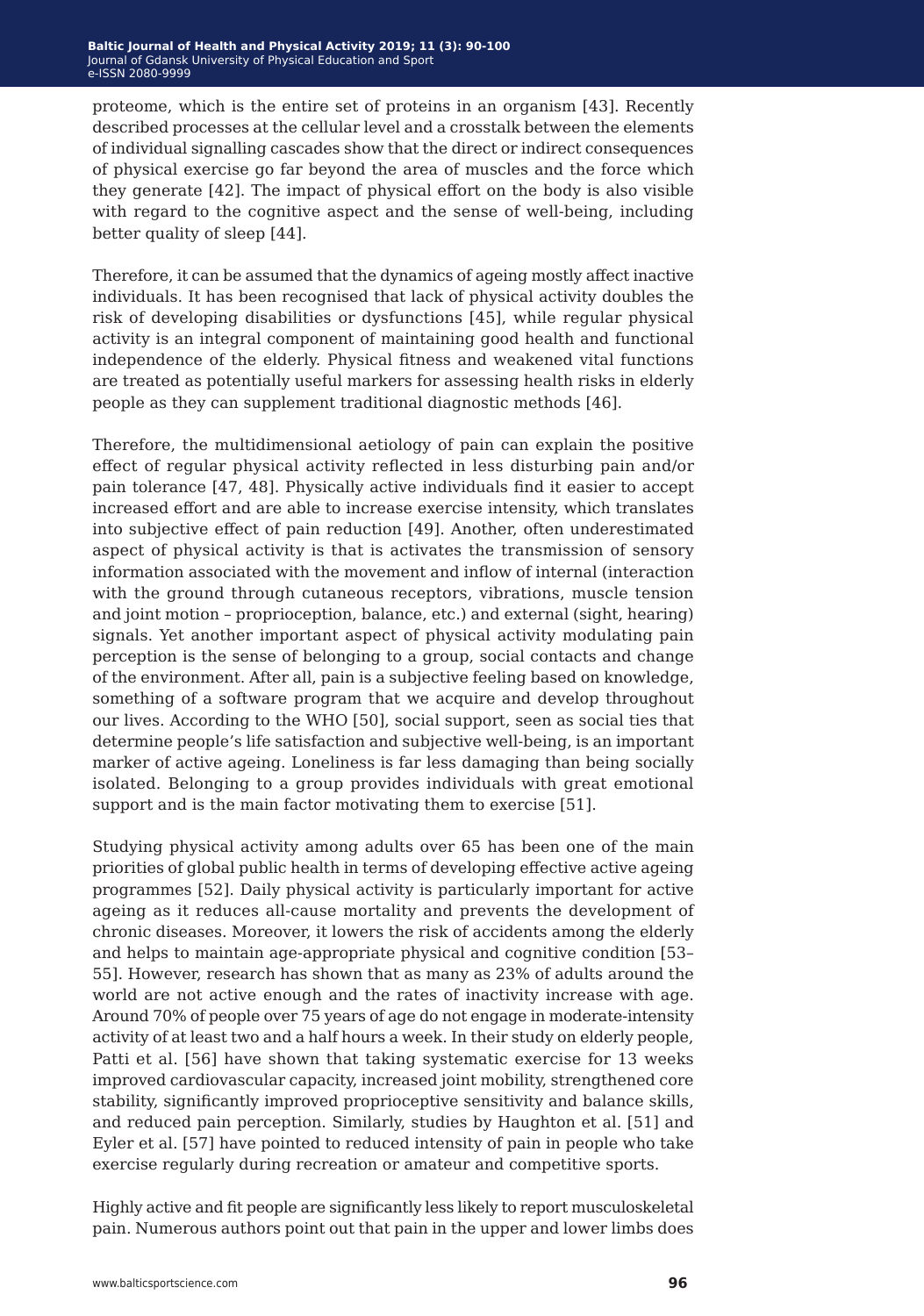proteome, which is the entire set of proteins in an organism [43]. Recently described processes at the cellular level and a crosstalk between the elements of individual signalling cascades show that the direct or indirect consequences of physical exercise go far beyond the area of muscles and the force which they generate [42]. The impact of physical effort on the body is also visible with regard to the cognitive aspect and the sense of well-being, including better quality of sleep [44].

Therefore, it can be assumed that the dynamics of ageing mostly affect inactive individuals. It has been recognised that lack of physical activity doubles the risk of developing disabilities or dysfunctions [45], while regular physical activity is an integral component of maintaining good health and functional independence of the elderly. Physical fitness and weakened vital functions are treated as potentially useful markers for assessing health risks in elderly people as they can supplement traditional diagnostic methods [46].

Therefore, the multidimensional aetiology of pain can explain the positive effect of regular physical activity reflected in less disturbing pain and/or pain tolerance [47, 48]. Physically active individuals find it easier to accept increased effort and are able to increase exercise intensity, which translates into subjective effect of pain reduction [49]. Another, often underestimated aspect of physical activity is that is activates the transmission of sensory information associated with the movement and inflow of internal (interaction with the ground through cutaneous receptors, vibrations, muscle tension and joint motion – proprioception, balance, etc.) and external (sight, hearing) signals. Yet another important aspect of physical activity modulating pain perception is the sense of belonging to a group, social contacts and change of the environment. After all, pain is a subjective feeling based on knowledge, something of a software program that we acquire and develop throughout our lives. According to the WHO [50], social support, seen as social ties that determine people's life satisfaction and subjective well-being, is an important marker of active ageing. Loneliness is far less damaging than being socially isolated. Belonging to a group provides individuals with great emotional support and is the main factor motivating them to exercise [51].

Studying physical activity among adults over 65 has been one of the main priorities of global public health in terms of developing effective active ageing programmes [52]. Daily physical activity is particularly important for active ageing as it reduces all-cause mortality and prevents the development of chronic diseases. Moreover, it lowers the risk of accidents among the elderly and helps to maintain age-appropriate physical and cognitive condition [53–55]. However, research has shown that as many as 23% of adults around the world are not active enough and the rates of inactivity increase with age. Around 70% of people over 75 years of age do not engage in moderate-intensity activity of at least two and a half hours a week. In their study on elderly people, Patti et al. [56] have shown that taking systematic exercise for 13 weeks improved cardiovascular capacity, increased joint mobility, strengthened core stability, significantly improved proprioceptive sensitivity and balance skills, and reduced pain perception. Similarly, studies by Haughton et al. [51] and Eyler et al. [57] have pointed to reduced intensity of pain in people who take exercise regularly during recreation or amateur and competitive sports.

Highly active and fit people are significantly less likely to report musculoskeletal pain. Numerous authors point out that pain in the upper and lower limbs does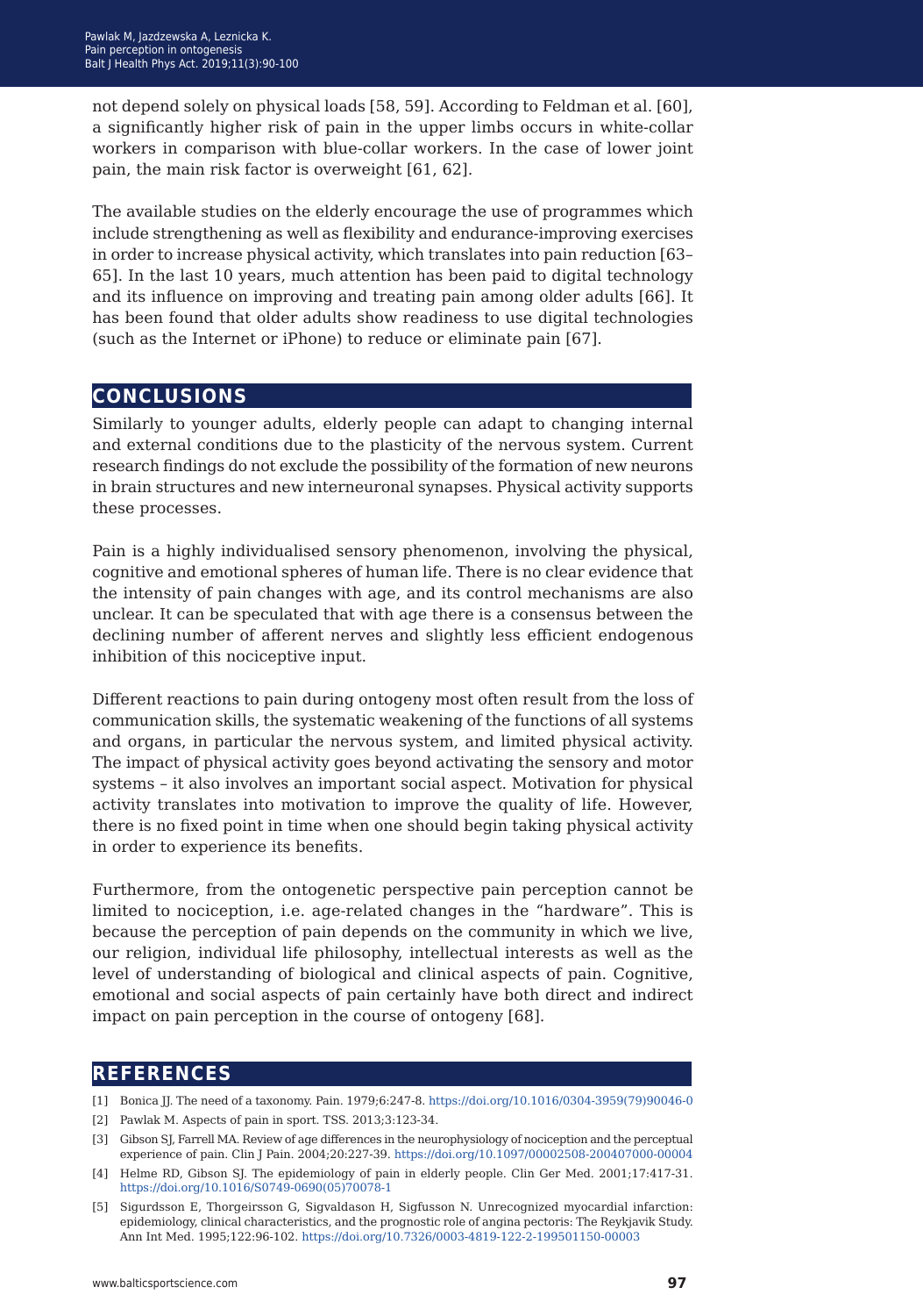not depend solely on physical loads [58, 59]. According to Feldman et al. [60], a significantly higher risk of pain in the upper limbs occurs in white-collar workers in comparison with blue-collar workers. In the case of lower joint pain, the main risk factor is overweight [61, 62].

The available studies on the elderly encourage the use of programmes which include strengthening as well as flexibility and endurance-improving exercises in order to increase physical activity, which translates into pain reduction [63–65]. In the last 10 years, much attention has been paid to digital technology and its influence on improving and treating pain among older adults [66]. It has been found that older adults show readiness to use digital technologies (such as the Internet or iPhone) to reduce or eliminate pain [67].

## CONCLUSIONS

Similarly to younger adults, elderly people can adapt to changing internal and external conditions due to the plasticity of the nervous system. Current research findings do not exclude the possibility of the formation of new neurons in brain structures and new interneuronal synapses. Physical activity supports these processes.

Pain is a highly individualised sensory phenomenon, involving the physical, cognitive and emotional spheres of human life. There is no clear evidence that the intensity of pain changes with age, and its control mechanisms are also unclear. It can be speculated that with age there is a consensus between the declining number of afferent nerves and slightly less efficient endogenous inhibition of this nociceptive input.

Different reactions to pain during ontogeny most often result from the loss of communication skills, the systematic weakening of the functions of all systems and organs, in particular the nervous system, and limited physical activity. The impact of physical activity goes beyond activating the sensory and motor systems – it also involves an important social aspect. Motivation for physical activity translates into motivation to improve the quality of life. However, there is no fixed point in time when one should begin taking physical activity in order to experience its benefits.

Furthermore, from the ontogenetic perspective pain perception cannot be limited to nociception, i.e. age-related changes in the "hardware". This is because the perception of pain depends on the community in which we live, our religion, individual life philosophy, intellectual interests as well as the level of understanding of biological and clinical aspects of pain. Cognitive, emotional and social aspects of pain certainly have both direct and indirect impact on pain perception in the course of ontogeny [68].

## REFERENCES

[1] Bonica JJ. The need of a taxonomy. Pain. 1979;6:247-8. https://doi.org/10.1016/0304-3959(79)90046-0

[2] Pawlak M. Aspects of pain in sport. TSS. 2013;3:123-34.

[3] Gibson SJ, Farrell MA. Review of age differences in the neurophysiology of nociception and the perceptual experience of pain. Clin J Pain. 2004;20:227-39. https://doi.org/10.1097/00002508-200407000-00004

[4] Helme RD, Gibson SJ. The epidemiology of pain in elderly people. Clin Ger Med. 2001;17:417-31. https://doi.org/10.1016/S0749-0690(05)70078-1

[5] Sigurdsson E, Thorgeirsson G, Sigvaldason H, Sigfusson N. Unrecognized myocardial infarction: epidemiology, clinical characteristics, and the prognostic role of angina pectoris: The Reykjavik Study. Ann Int Med. 1995;122:96-102. https://doi.org/10.7326/0003-4819-122-2-199501150-00003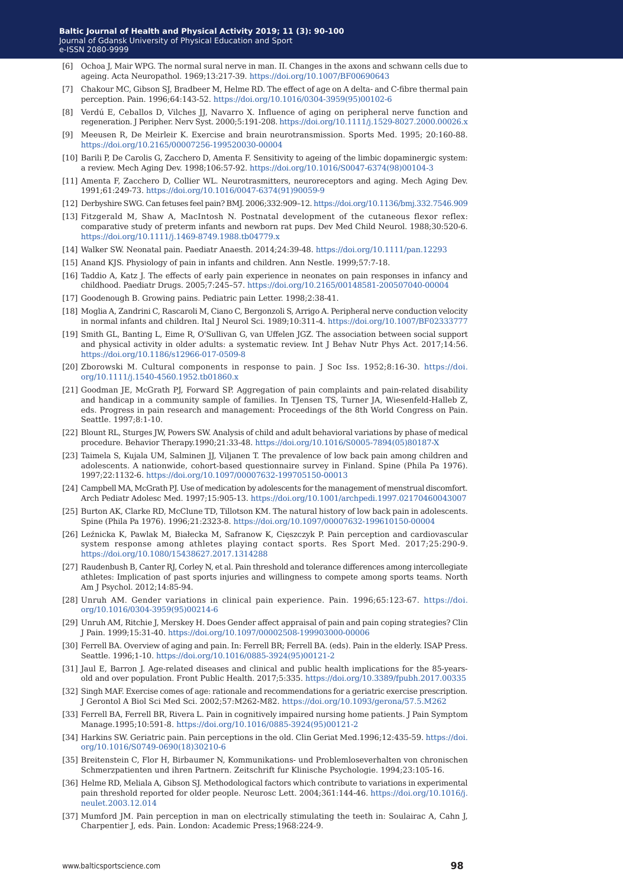[6] Ochoa J, Mair WPG. The normal sural nerve in man. II. Changes in the axons and schwann cells due to ageing. Acta Neuropathol. 1969;13:217-39. https://doi.org/10.1007/BF00690643

[7] Chakour MC, Gibson SJ, Bradbeer M, Helme RD. The effect of age on A delta- and C-fibre thermal pain perception. Pain. 1996;64:143-52. https://doi.org/10.1016/0304-3959(95)00102-6

[8] Verdú E, Ceballos D, Vilches JJ, Navarro X. Influence of aging on peripheral nerve function and regeneration. J Peripher. Nerv Syst. 2000;5:191-208. https://doi.org/10.1111/j.1529-8027.2000.00026.x

[9] Meeusen R, De Meirleir K. Exercise and brain neurotransmission. Sports Med. 1995; 20:160-88. https://doi.org/10.2165/00007256-199520030-00004

[10] Barili P, De Carolis G, Zacchero D, Amenta F. Sensitivity to ageing of the limbic dopaminergic system: a review. Mech Aging Dev. 1998;106:57-92. https://doi.org/10.1016/S0047-6374(98)00104-3

[11] Amenta F, Zacchero D, Collier WL. Neurotrasmitters, neuroreceptors and aging. Mech Aging Dev. 1991;61:249-73. https://doi.org/10.1016/0047-6374(91)90059-9

[12] Derbyshire SWG. Can fetuses feel pain? BMJ. 2006;332:909–12. https://doi.org/10.1136/bmj.332.7546.909

[13] Fitzgerald M, Shaw A, MacIntosh N. Postnatal development of the cutaneous flexor reflex: comparative study of preterm infants and newborn rat pups. Dev Med Child Neurol. 1988;30:520-6. https://doi.org/10.1111/j.1469-8749.1988.tb04779.x

[14] Walker SW. Neonatal pain. Paediatr Anaesth. 2014;24:39-48. https://doi.org/10.1111/pan.12293

[15] Anand KJS. Physiology of pain in infants and children. Ann Nestle. 1999;57:7-18.

[16] Taddio A, Katz J. The effects of early pain experience in neonates on pain responses in infancy and childhood. Paediatr Drugs. 2005;7:245–57. https://doi.org/10.2165/00148581-200507040-00004

[17] Goodenough B. Growing pains. Pediatric pain Letter. 1998;2:38-41.

[18] Moglia A, Zandrini C, Rascaroli M, Ciano C, Bergonzoli S, Arrigo A. Peripheral nerve conduction velocity in normal infants and children. Ital J Neurol Sci. 1989;10:311-4. https://doi.org/10.1007/BF02333777

[19] Smith GL, Banting L, Eime R, O'Sullivan G, van Uffelen JGZ. The association between social support and physical activity in older adults: a systematic review. Int J Behav Nutr Phys Act. 2017;14:56. https://doi.org/10.1186/s12966-017-0509-8

[20] Zborowski M. Cultural components in response to pain. J Soc Iss. 1952;8:16-30. https://doi.org/10.1111/j.1540-4560.1952.tb01860.x

[21] Goodman JE, McGrath PJ, Forward SP. Aggregation of pain complaints and pain-related disability and handicap in a community sample of families. In TJensen TS, Turner JA, Wiesenfeld-Halleb Z, eds. Progress in pain research and management: Proceedings of the 8th World Congress on Pain. Seattle. 1997;8:1-10.

[22] Blount RL, Sturges JW, Powers SW. Analysis of child and adult behavioral variations by phase of medical procedure. Behavior Therapy.1990;21:33-48. https://doi.org/10.1016/S0005-7894(05)80187-X

[23] Taimela S, Kujala UM, Salminen JJ, Viljanen T. The prevalence of low back pain among children and adolescents. A nationwide, cohort-based questionnaire survey in Finland. Spine (Phila Pa 1976). 1997;22:1132-6. https://doi.org/10.1097/00007632-199705150-00013

[24] Campbell MA, McGrath PJ. Use of medication by adolescents for the management of menstrual discomfort. Arch Pediatr Adolesc Med. 1997;15:905-13. https://doi.org/10.1001/archpedi.1997.02170460043007

[25] Burton AK, Clarke RD, McClune TD, Tillotson KM. The natural history of low back pain in adolescents. Spine (Phila Pa 1976). 1996;21:2323-8. https://doi.org/10.1097/00007632-199610150-00004

[26] Leźnicka K, Pawlak M, Białecka M, Safranow K, Cięszczyk P. Pain perception and cardiovascular system response among athletes playing contact sports. Res Sport Med. 2017;25:290-9. https://doi.org/10.1080/15438627.2017.1314288

[27] Raudenbush B, Canter RJ, Corley N, et al. Pain threshold and tolerance differences among intercollegiate athletes: Implication of past sports injuries and willingness to compete among sports teams. North Am J Psychol. 2012;14:85-94.

[28] Unruh AM. Gender variations in clinical pain experience. Pain. 1996;65:123-67. https://doi.org/10.1016/0304-3959(95)00214-6

[29] Unruh AM, Ritchie J, Merskey H. Does Gender affect appraisal of pain and pain coping strategies? Clin J Pain. 1999;15:31-40. https://doi.org/10.1097/00002508-199903000-00006

[30] Ferrell BA. Overview of aging and pain. In: Ferrell BR; Ferrell BA. (eds). Pain in the elderly. ISAP Press. Seattle. 1996;1-10. https://doi.org/10.1016/0885-3924(95)00121-2

[31] Jaul E, Barron J. Age-related diseases and clinical and public health implications for the 85-years-old and over population. Front Public Health. 2017;5:335. https://doi.org/10.3389/fpubh.2017.00335

[32] Singh MAF. Exercise comes of age: rationale and recommendations for a geriatric exercise prescription. J Gerontol A Biol Sci Med Sci. 2002;57:M262-M82. https://doi.org/10.1093/gerona/57.5.M262

[33] Ferrell BA, Ferrell BR, Rivera L. Pain in cognitively impaired nursing home patients. J Pain Symptom Manage.1995;10:591-8. https://doi.org/10.1016/0885-3924(95)00121-2

[34] Harkins SW. Geriatric pain. Pain perceptions in the old. Clin Geriat Med.1996;12:435-59. https://doi.org/10.1016/S0749-0690(18)30210-6

[35] Breitenstein C, Flor H, Birbaumer N, Kommunikations- und Problemloseverhalten von chronischen Schmerzpatienten und ihren Partnern. Zeitschrift fur Klinische Psychologie. 1994;23:105-16.

[36] Helme RD, Meliala A, Gibson SJ. Methodological factors which contribute to variations in experimental pain threshold reported for older people. Neurosc Lett. 2004;361:144-46. https://doi.org/10.1016/j.neulet.2003.12.014

[37] Mumford JM. Pain perception in man on electrically stimulating the teeth in: Soulairac A, Cahn J, Charpentier J, eds. Pain. London: Academic Press;1968:224-9.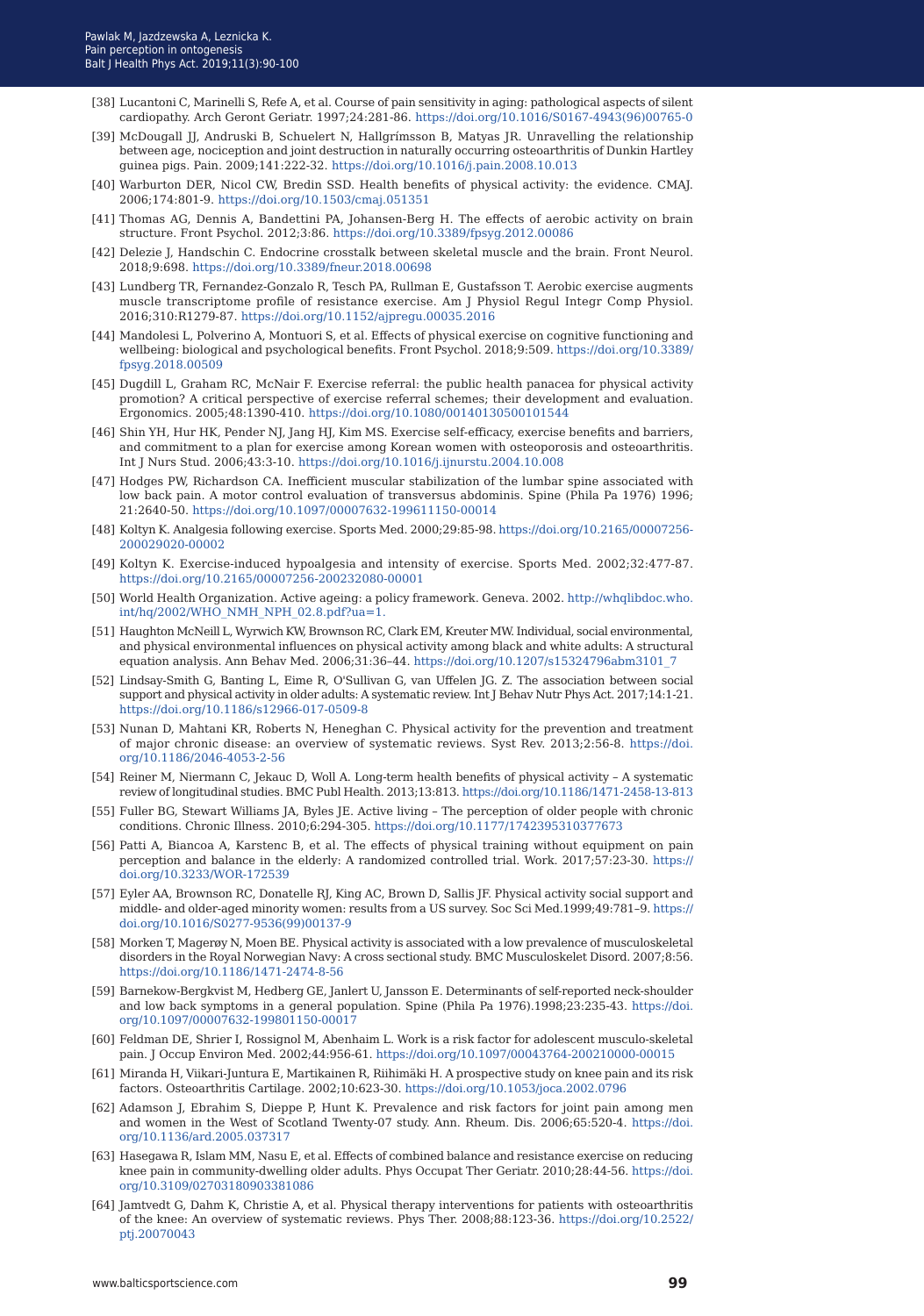[38] Lucantoni C, Marinelli S, Refe A, et al. Course of pain sensitivity in aging: pathological aspects of silent cardiopathy. Arch Geront Geriatr. 1997;24:281-86. https://doi.org/10.1016/S0167-4943(96)00765-0

[39] McDougall JJ, Andruski B, Schuelert N, Hallgrímsson B, Matyas JR. Unravelling the relationship between age, nociception and joint destruction in naturally occurring osteoarthritis of Dunkin Hartley guinea pigs. Pain. 2009;141:222-32. https://doi.org/10.1016/j.pain.2008.10.013

[40] Warburton DER, Nicol CW, Bredin SSD. Health benefits of physical activity: the evidence. CMAJ. 2006;174:801-9. https://doi.org/10.1503/cmaj.051351

[41] Thomas AG, Dennis A, Bandettini PA, Johansen-Berg H. The effects of aerobic activity on brain structure. Front Psychol. 2012;3:86. https://doi.org/10.3389/fpsyg.2012.00086

[42] Delezie J, Handschin C. Endocrine crosstalk between skeletal muscle and the brain. Front Neurol. 2018;9:698. https://doi.org/10.3389/fneur.2018.00698

[43] Lundberg TR, Fernandez-Gonzalo R, Tesch PA, Rullman E, Gustafsson T. Aerobic exercise augments muscle transcriptome profile of resistance exercise. Am J Physiol Regul Integr Comp Physiol. 2016;310:R1279-87. https://doi.org/10.1152/ajpregu.00035.2016

[44] Mandolesi L, Polverino A, Montuori S, et al. Effects of physical exercise on cognitive functioning and wellbeing: biological and psychological benefits. Front Psychol. 2018;9:509. https://doi.org/10.3389/fpsyg.2018.00509

[45] Dugdill L, Graham RC, McNair F. Exercise referral: the public health panacea for physical activity promotion? A critical perspective of exercise referral schemes; their development and evaluation. Ergonomics. 2005;48:1390-410. https://doi.org/10.1080/00140130500101544

[46] Shin YH, Hur HK, Pender NJ, Jang HJ, Kim MS. Exercise self-efficacy, exercise benefits and barriers, and commitment to a plan for exercise among Korean women with osteoporosis and osteoarthritis. Int J Nurs Stud. 2006;43:3-10. https://doi.org/10.1016/j.ijnurstu.2004.10.008

[47] Hodges PW, Richardson CA. Inefficient muscular stabilization of the lumbar spine associated with low back pain. A motor control evaluation of transversus abdominis. Spine (Phila Pa 1976) 1996; 21:2640-50. https://doi.org/10.1097/00007632-199611150-00014

[48] Koltyn K. Analgesia following exercise. Sports Med. 2000;29:85-98. https://doi.org/10.2165/00007256-200029020-00002

[49] Koltyn K. Exercise-induced hypoalgesia and intensity of exercise. Sports Med. 2002;32:477-87. https://doi.org/10.2165/00007256-200232080-00001

[50] World Health Organization. Active ageing: a policy framework. Geneva. 2002. http://whqlibdoc.who.int/hq/2002/WHO_NMH_NPH_02.8.pdf?ua=1.

[51] Haughton McNeill L, Wyrwich KW, Brownson RC, Clark EM, Kreuter MW. Individual, social environmental, and physical environmental influences on physical activity among black and white adults: A structural equation analysis. Ann Behav Med. 2006;31:36–44. https://doi.org/10.1207/s15324796abm3101_7

[52] Lindsay-Smith G, Banting L, Eime R, O'Sullivan G, van Uffelen JG. Z. The association between social support and physical activity in older adults: A systematic review. Int J Behav Nutr Phys Act. 2017;14:1-21. https://doi.org/10.1186/s12966-017-0509-8

[53] Nunan D, Mahtani KR, Roberts N, Heneghan C. Physical activity for the prevention and treatment of major chronic disease: an overview of systematic reviews. Syst Rev. 2013;2:56-8. https://doi.org/10.1186/2046-4053-2-56

[54] Reiner M, Niermann C, Jekauc D, Woll A. Long-term health benefits of physical activity – A systematic review of longitudinal studies. BMC Publ Health. 2013;13:813. https://doi.org/10.1186/1471-2458-13-813

[55] Fuller BG, Stewart Williams JA, Byles JE. Active living – The perception of older people with chronic conditions. Chronic Illness. 2010;6:294-305. https://doi.org/10.1177/1742395310377673

[56] Patti A, Biancoa A, Karstenc B, et al. The effects of physical training without equipment on pain perception and balance in the elderly: A randomized controlled trial. Work. 2017;57:23-30. https://doi.org/10.3233/WOR-172539

[57] Eyler AA, Brownson RC, Donatelle RJ, King AC, Brown D, Sallis JF. Physical activity social support and middle- and older-aged minority women: results from a US survey. Soc Sci Med.1999;49:781–9. https://doi.org/10.1016/S0277-9536(99)00137-9

[58] Morken T, Magerøy N, Moen BE. Physical activity is associated with a low prevalence of musculoskeletal disorders in the Royal Norwegian Navy: A cross sectional study. BMC Musculoskelet Disord. 2007;8:56. https://doi.org/10.1186/1471-2474-8-56

[59] Barnekow-Bergkvist M, Hedberg GE, Janlert U, Jansson E. Determinants of self-reported neck-shoulder and low back symptoms in a general population. Spine (Phila Pa 1976).1998;23:235-43. https://doi.org/10.1097/00007632-199801150-00017

[60] Feldman DE, Shrier I, Rossignol M, Abenhaim L. Work is a risk factor for adolescent musculo-skeletal pain. J Occup Environ Med. 2002;44:956-61. https://doi.org/10.1097/00043764-200210000-00015

[61] Miranda H, Viikari-Juntura E, Martikainen R, Riihimäki H. A prospective study on knee pain and its risk factors. Osteoarthritis Cartilage. 2002;10:623-30. https://doi.org/10.1053/joca.2002.0796

[62] Adamson J, Ebrahim S, Dieppe P, Hunt K. Prevalence and risk factors for joint pain among men and women in the West of Scotland Twenty-07 study. Ann. Rheum. Dis. 2006;65:520-4. https://doi.org/10.1136/ard.2005.037317

[63] Hasegawa R, Islam MM, Nasu E, et al. Effects of combined balance and resistance exercise on reducing knee pain in community-dwelling older adults. Phys Occupat Ther Geriatr. 2010;28:44-56. https://doi.org/10.3109/02703180903381086

[64] Jamtvedt G, Dahm K, Christie A, et al. Physical therapy interventions for patients with osteoarthritis of the knee: An overview of systematic reviews. Phys Ther. 2008;88:123-36. https://doi.org/10.2522/ptj.20070043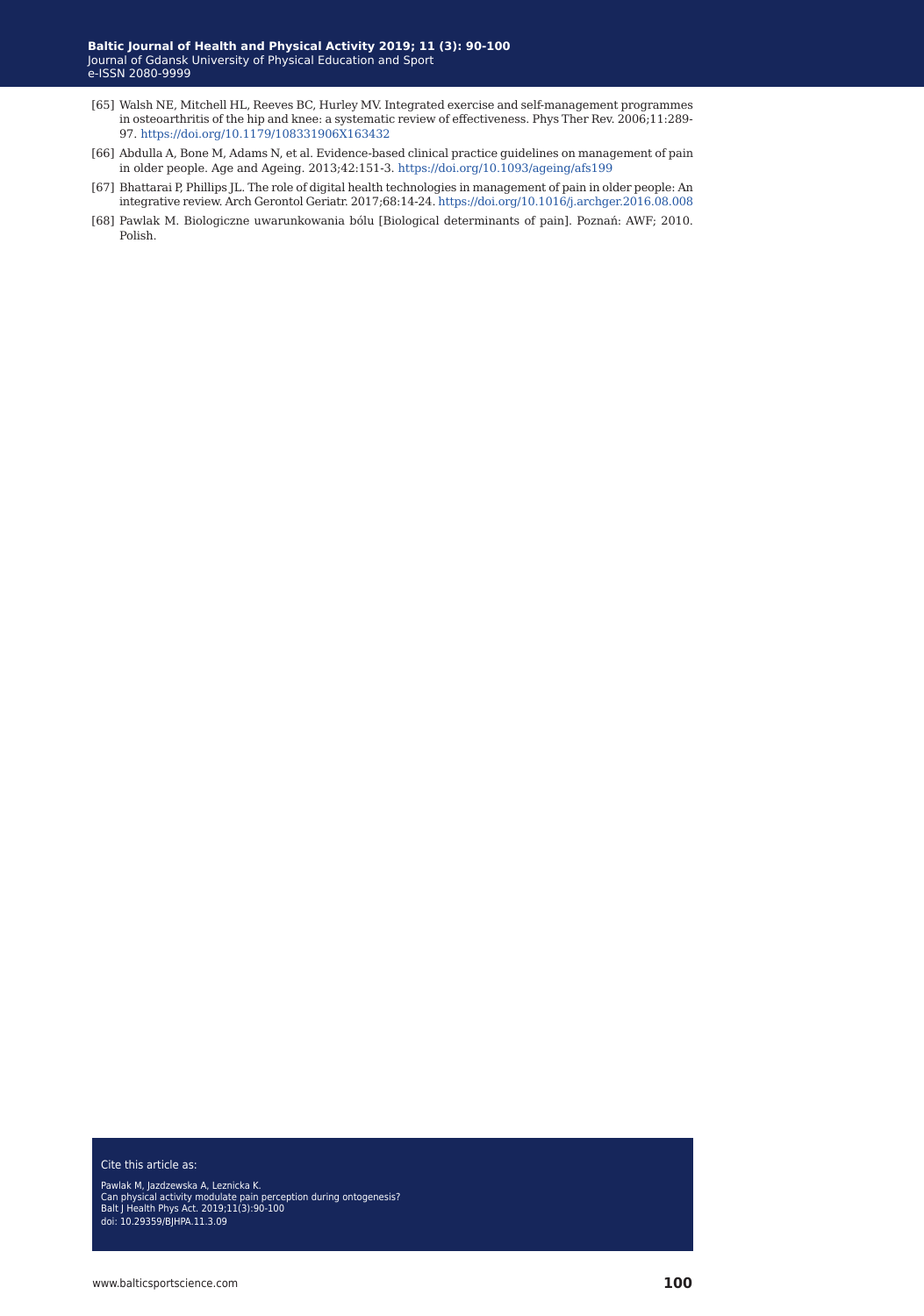[65] Walsh NE, Mitchell HL, Reeves BC, Hurley MV. Integrated exercise and self-management programmes in osteoarthritis of the hip and knee: a systematic review of effectiveness. Phys Ther Rev. 2006;11:289-97. https://doi.org/10.1179/108331906X163432

[66] Abdulla A, Bone M, Adams N, et al. Evidence-based clinical practice guidelines on management of pain in older people. Age and Ageing. 2013;42:151-3. https://doi.org/10.1093/ageing/afs199

[67] Bhattarai P, Phillips JL. The role of digital health technologies in management of pain in older people: An integrative review. Arch Gerontol Geriatr. 2017;68:14-24. https://doi.org/10.1016/j.archger.2016.08.008

[68] Pawlak M. Biologiczne uwarunkowania bólu [Biological determinants of pain]. Poznań: AWF; 2010. Polish.

Cite this article as:

Pawlak M, Jazdzewska A, Leznicka K.
Can physical activity modulate pain perception during ontogenesis?
Balt J Health Phys Act. 2019;11(3):90-100
doi: 10.29359/BJHPA.11.3.09